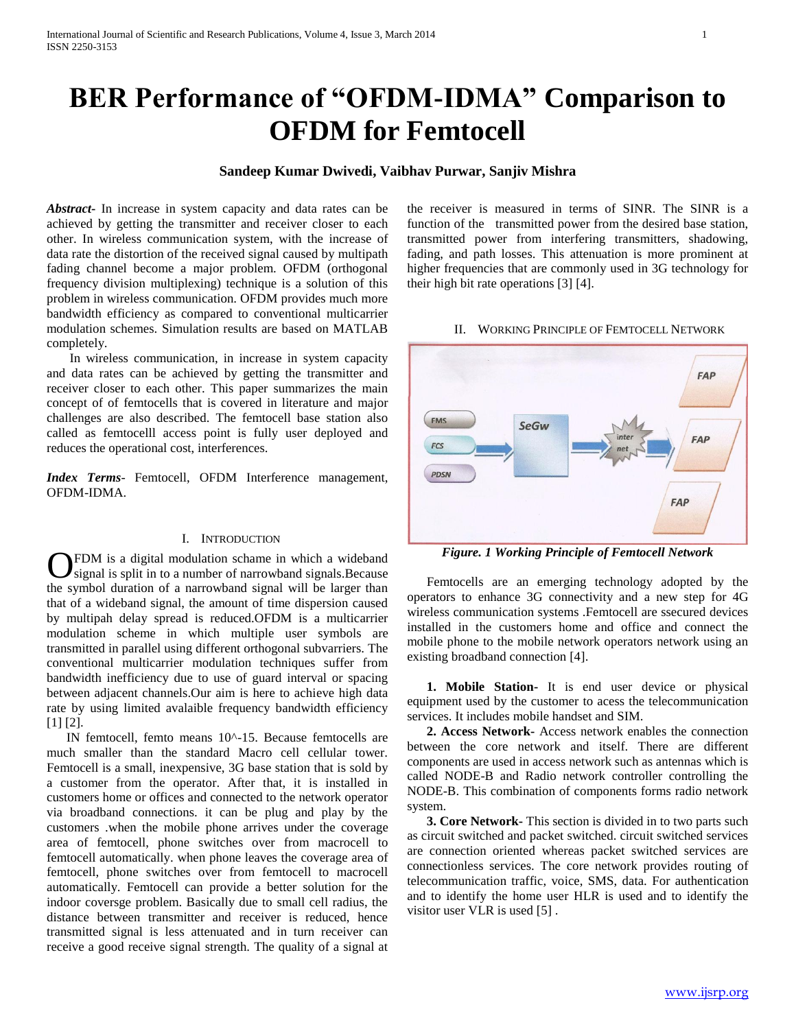# BER Performance of "OFDM-IDMA" Comparison to OFDM for Femtocell

**Sandeep Kumar Dwivedi, Vaibhav Purwar, Sanjiv Mishra**

***Abstract*-** In increase in system capacity and data rates can be achieved by getting the transmitter and receiver closer to each other. In wireless communication system, with the increase of data rate the distortion of the received signal caused by multipath fading channel become a major problem. OFDM (orthogonal frequency division multiplexing) technique is a solution of this problem in wireless communication. OFDM provides much more bandwidth efficiency as compared to conventional multicarrier modulation schemes. Simulation results are based on MATLAB completely.

In wireless communication, in increase in system capacity and data rates can be achieved by getting the transmitter and receiver closer to each other. This paper summarizes the main concept of of femtocells that is covered in literature and major challenges are also described. The femtocell base station also called as femtocelll access point is fully user deployed and reduces the operational cost, interferences.

***Index Terms*-** Femtocell, OFDM Interference management, OFDM-IDMA.

## I. Introduction

OFDM is a digital modulation schame in which a wideband signal is split in to a number of narrowband signals.Because the symbol duration of a narrowband signal will be larger than that of a wideband signal, the amount of time dispersion caused by multipah delay spread is reduced.OFDM is a multicarrier modulation scheme in which multiple user symbols are transmitted in parallel using different orthogonal subvarriers. The conventional multicarrier modulation techniques suffer from bandwidth inefficiency due to use of guard interval or spacing between adjacent channels.Our aim is here to achieve high data rate by using limited avalaible frequency bandwidth efficiency [1] [2].

IN femtocell, femto means 10^-15. Because femtocells are much smaller than the standard Macro cell cellular tower. Femtocell is a small, inexpensive, 3G base station that is sold by a customer from the operator. After that, it is installed in customers home or offices and connected to the network operator via broadband connections. it can be plug and play by the customers .when the mobile phone arrives under the coverage area of femtocell, phone switches over from macrocell to femtocell automatically. when phone leaves the coverage area of femtocell, phone switches over from femtocell to macrocell automatically. Femtocell can provide a better solution for the indoor coversge problem. Basically due to small cell radius, the distance between transmitter and receiver is reduced, hence transmitted signal is less attenuated and in turn receiver can receive a good receive signal strength. The quality of a signal at the receiver is measured in terms of SINR. The SINR is a function of the transmitted power from the desired base station, transmitted power from interfering transmitters, shadowing, fading, and path losses. This attenuation is more prominent at higher frequencies that are commonly used in 3G technology for their high bit rate operations [3] [4].

## II. Working Principle of Femtocell Network

*Figure. 1 Working Principle of Femtocell Network*

Femtocells are an emerging technology adopted by the operators to enhance 3G connectivity and a new step for 4G wireless communication systems .Femtocell are ssecured devices installed in the customers home and office and connect the mobile phone to the mobile network operators network using an existing broadband connection [4].

**1. Mobile Station-** It is end user device or physical equipment used by the customer to acess the telecommunication services. It includes mobile handset and SIM.

**2. Access Network-** Access network enables the connection between the core network and itself. There are different components are used in access network such as antennas which is called NODE-B and Radio network controller controlling the NODE-B. This combination of components forms radio network system.

**3. Core Network-** This section is divided in to two parts such as circuit switched and packet switched. circuit switched services are connection oriented whereas packet switched services are connectionless services. The core network provides routing of telecommunication traffic, voice, SMS, data. For authentication and to identify the home user HLR is used and to identify the visitor user VLR is used [5] .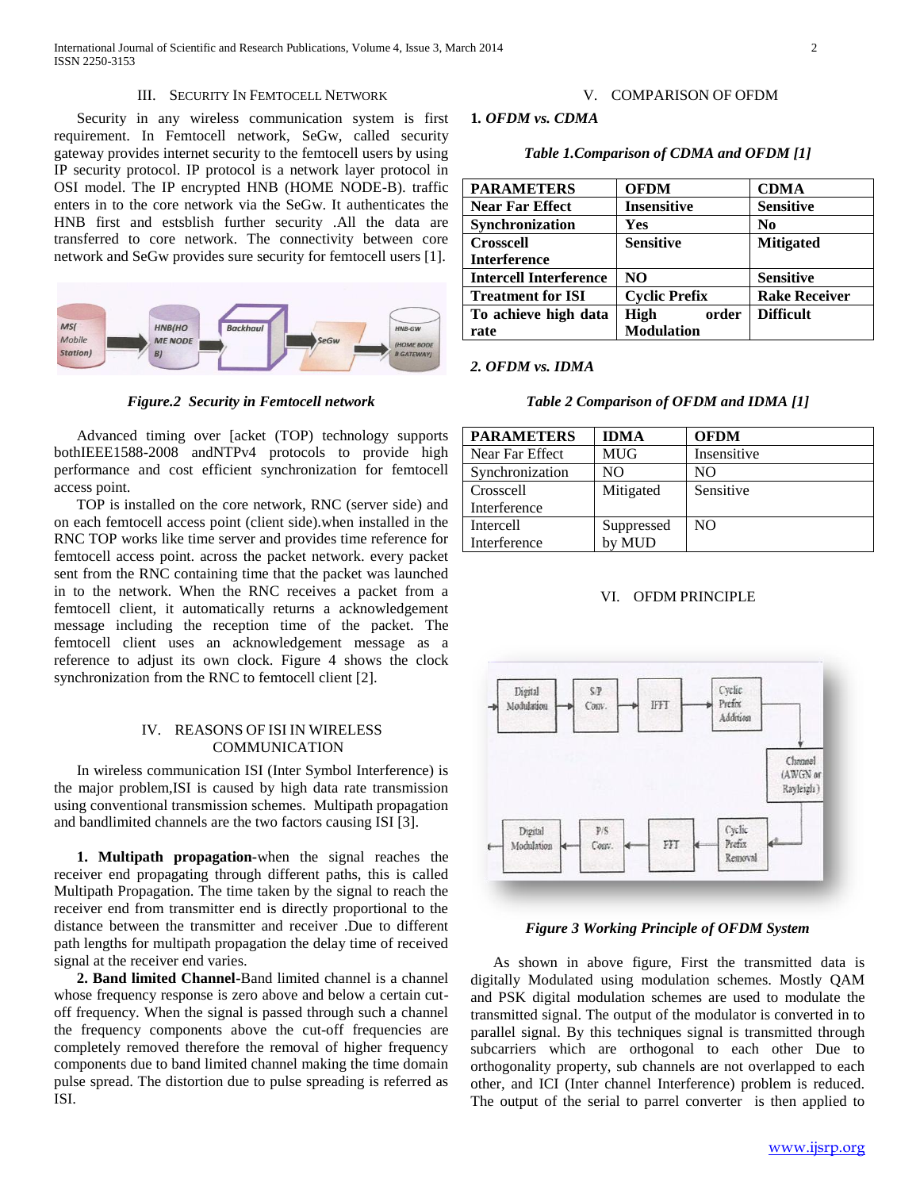## III. SECURITY IN FEMTOCELL NETWORK

Security in any wireless communication system is first requirement. In Femtocell network, SeGw, called security gateway provides internet security to the femtocell users by using IP security protocol. IP protocol is a network layer protocol in OSI model. The IP encrypted HNB (HOME NODE-B). traffic enters in to the core network via the SeGw. It authenticates the HNB first and estsblish further security .All the data are transferred to core network. The connectivity between core network and SeGw provides sure security for femtocell users [1].

*Figure.2 Security in Femtocell network*

Advanced timing over [acket (TOP) technology supports bothIEEE1588-2008 andNTPv4 protocols to provide high performance and cost efficient synchronization for femtocell access point.

TOP is installed on the core network, RNC (server side) and on each femtocell access point (client side).when installed in the RNC TOP works like time server and provides time reference for femtocell access point. across the packet network. every packet sent from the RNC containing time that the packet was launched in to the network. When the RNC receives a packet from a femtocell client, it automatically returns a acknowledgement message including the reception time of the packet. The femtocell client uses an acknowledgement message as a reference to adjust its own clock. Figure 4 shows the clock synchronization from the RNC to femtocell client [2].

## IV. REASONS OF ISI IN WIRELESS COMMUNICATION

In wireless communication ISI (Inter Symbol Interference) is the major problem,ISI is caused by high data rate transmission using conventional transmission schemes. Multipath propagation and bandlimited channels are the two factors causing ISI [3].

**1. Multipath propagation**-when the signal reaches the receiver end propagating through different paths, this is called Multipath Propagation. The time taken by the signal to reach the receiver end from transmitter end is directly proportional to the distance between the transmitter and receiver .Due to different path lengths for multipath propagation the delay time of received signal at the receiver end varies.

**2. Band limited Channel**-Band limited channel is a channel whose frequency response is zero above and below a certain cut-off frequency. When the signal is passed through such a channel the frequency components above the cut-off frequencies are completely removed therefore the removal of higher frequency components due to band limited channel making the time domain pulse spread. The distortion due to pulse spreading is referred as ISI.

## V. COMPARISON OF OFDM

### 1. *OFDM vs. CDMA*

***Table 1.Comparison of CDMA and OFDM [1]***

| **PARAMETERS** | **OFDM** | **CDMA** |
|---|---|---|
| **Near Far Effect** | **Insensitive** | **Sensitive** |
| **Synchronization** | **Yes** | **No** |
| **Crosscell Interference** | **Sensitive** | **Mitigated** |
| **Intercell Interference** | **NO** | **Sensitive** |
| **Treatment for ISI** | **Cyclic Prefix** | **Rake Receiver** |
| **To achieve high data rate** | **High order Modulation** | **Difficult** |

### 2. *OFDM vs. IDMA*

***Table 2 Comparison of OFDM and IDMA [1]***

| **PARAMETERS** | **IDMA** | **OFDM** |
|---|---|---|
| Near Far Effect | MUG | Insensitive |
| Synchronization | NO | NO |
| Crosscell Interference | Mitigated | Sensitive |
| Intercell Interference | Suppressed by MUD | NO |

## VI. OFDM PRINCIPLE

*Figure 3 Working Principle of OFDM System*

As shown in above figure, First the transmitted data is digitally Modulated using modulation schemes. Mostly QAM and PSK digital modulation schemes are used to modulate the transmitted signal. The output of the modulator is converted in to parallel signal. By this techniques signal is transmitted through subcarriers which are orthogonal to each other Due to orthogonality property, sub channels are not overlapped to each other, and ICI (Inter channel Interference) problem is reduced. The output of the serial to parrel converter is then applied to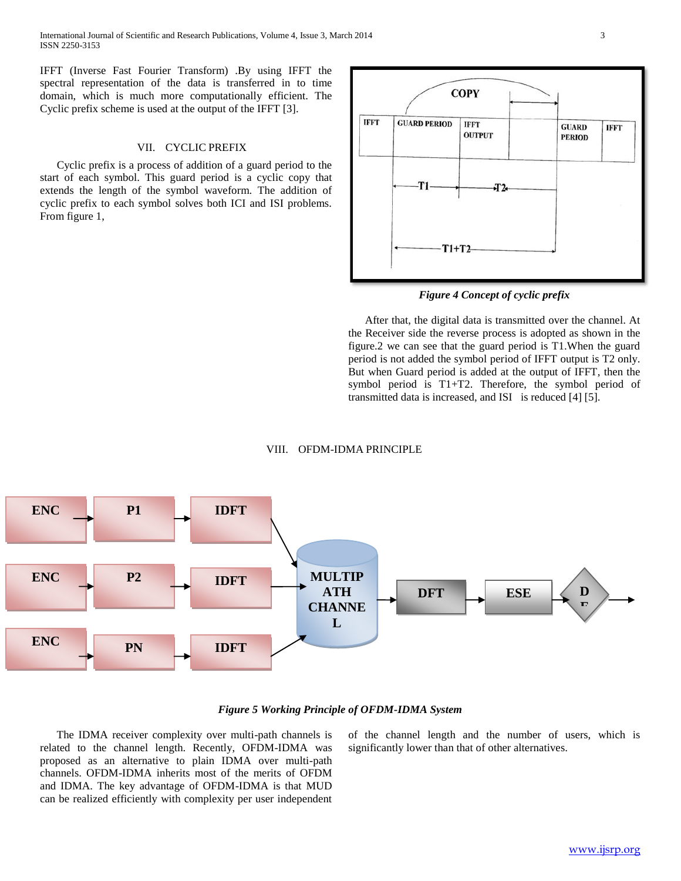IFFT (Inverse Fast Fourier Transform) .By using IFFT the spectral representation of the data is transferred in to time domain, which is much more computationally efficient. The Cyclic prefix scheme is used at the output of the IFFT [3].

## VII. CYCLIC PREFIX

Cyclic prefix is a process of addition of a guard period to the start of each symbol. This guard period is a cyclic copy that extends the length of the symbol waveform. The addition of cyclic prefix to each symbol solves both ICI and ISI problems. From figure 1,

*Figure 4 Concept of cyclic prefix*

After that, the digital data is transmitted over the channel. At the Receiver side the reverse process is adopted as shown in the figure.2 we can see that the guard period is T1.When the guard period is not added the symbol period of IFFT output is T2 only. But when Guard period is added at the output of IFFT, then the symbol period is T1+T2. Therefore, the symbol period of transmitted data is increased, and ISI is reduced [4] [5].

## VIII. OFDM-IDMA PRINCIPLE

*Figure 5 Working Principle of OFDM-IDMA System*

The IDMA receiver complexity over multi-path channels is related to the channel length. Recently, OFDM-IDMA was proposed as an alternative to plain IDMA over multi-path channels. OFDM-IDMA inherits most of the merits of OFDM and IDMA. The key advantage of OFDM-IDMA is that MUD can be realized efficiently with complexity per user independent of the channel length and the number of users, which is significantly lower than that of other alternatives.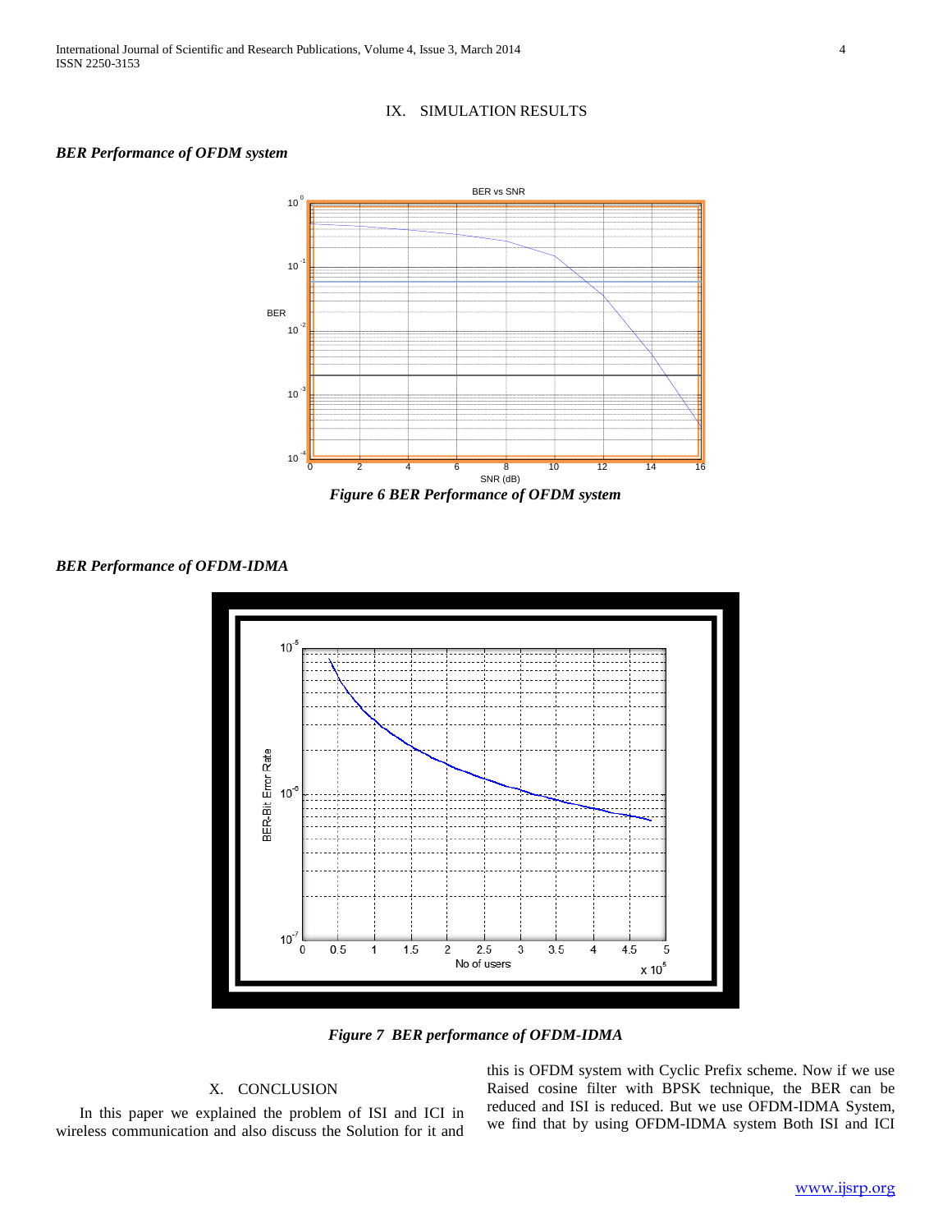## IX. SIMULATION RESULTS

***BER Performance of OFDM system***

*Figure 6 BER Performance of OFDM system*

***BER Performance of OFDM-IDMA***

*Figure 7 BER performance of OFDM-IDMA*

## X. CONCLUSION

In this paper we explained the problem of ISI and ICI in wireless communication and also discuss the Solution for it and this is OFDM system with Cyclic Prefix scheme. Now if we use Raised cosine filter with BPSK technique, the BER can be reduced and ISI is reduced. But we use OFDM-IDMA System, we find that by using OFDM-IDMA system Both ISI and ICI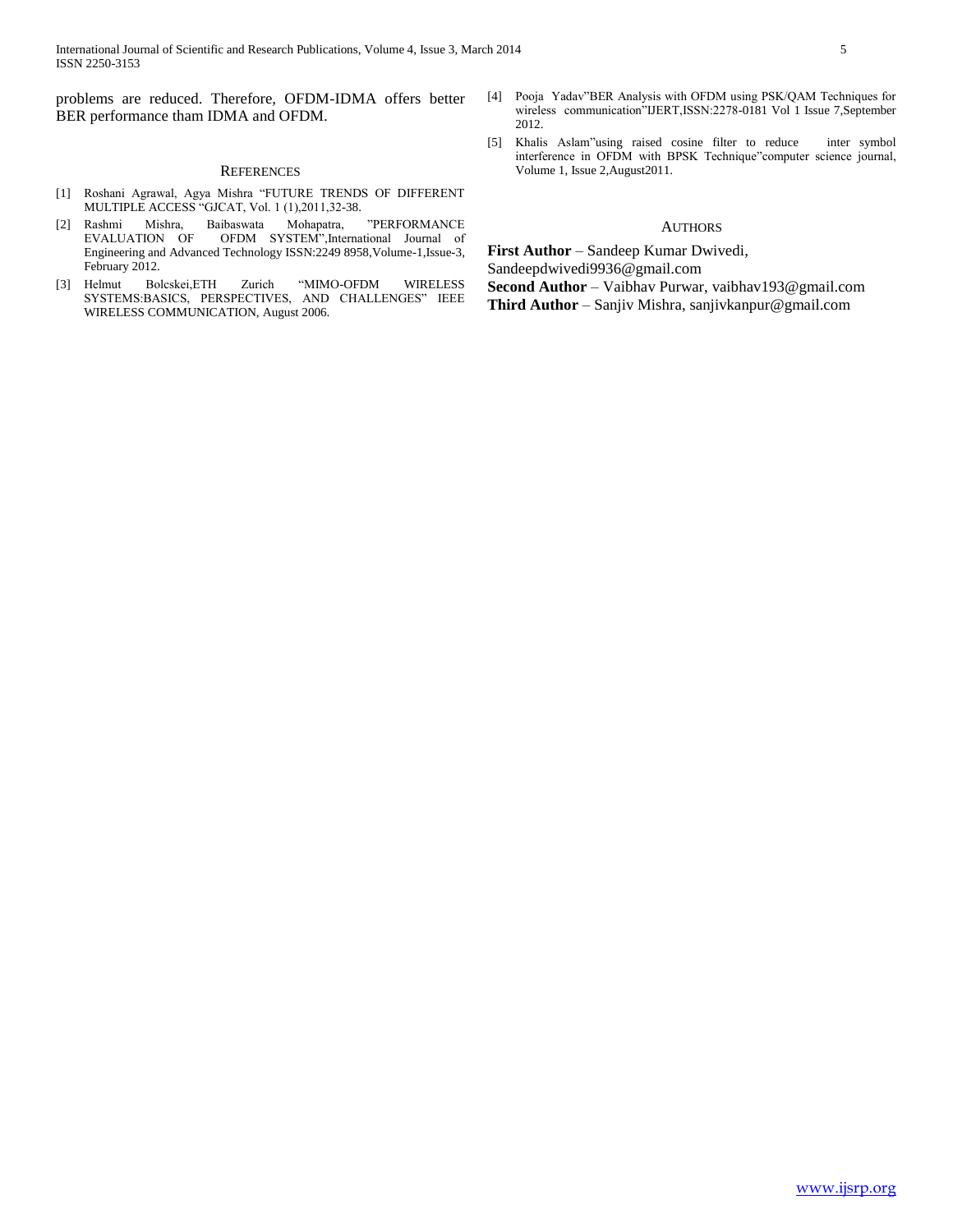problems are reduced. Therefore, OFDM-IDMA offers better BER performance tham IDMA and OFDM.

## References

[1] Roshani Agrawal, Agya Mishra "FUTURE TRENDS OF DIFFERENT MULTIPLE ACCESS "GJCAT, Vol. 1 (1),2011,32-38.

[2] Rashmi Mishra, Baibaswata Mohapatra, "PERFORMANCE EVALUATION OF OFDM SYSTEM",International Journal of Engineering and Advanced Technology ISSN:2249 8958,Volume-1,Issue-3, February 2012.

[3] Helmut Bolcskei,ETH Zurich "MIMO-OFDM WIRELESS SYSTEMS:BASICS, PERSPECTIVES, AND CHALLENGES" IEEE WIRELESS COMMUNICATION, August 2006.

[4] Pooja Yadav"BER Analysis with OFDM using PSK/QAM Techniques for wireless communication"IJERT,ISSN:2278-0181 Vol 1 Issue 7,September 2012.

[5] Khalis Aslam"using raised cosine filter to reduce inter symbol interference in OFDM with BPSK Technique"computer science journal, Volume 1, Issue 2,August2011.

## Authors

**First Author** – Sandeep Kumar Dwivedi, Sandeepdwivedi9936@gmail.com

**Second Author** – Vaibhav Purwar, vaibhav193@gmail.com

**Third Author** – Sanjiv Mishra, sanjivkanpur@gmail.com